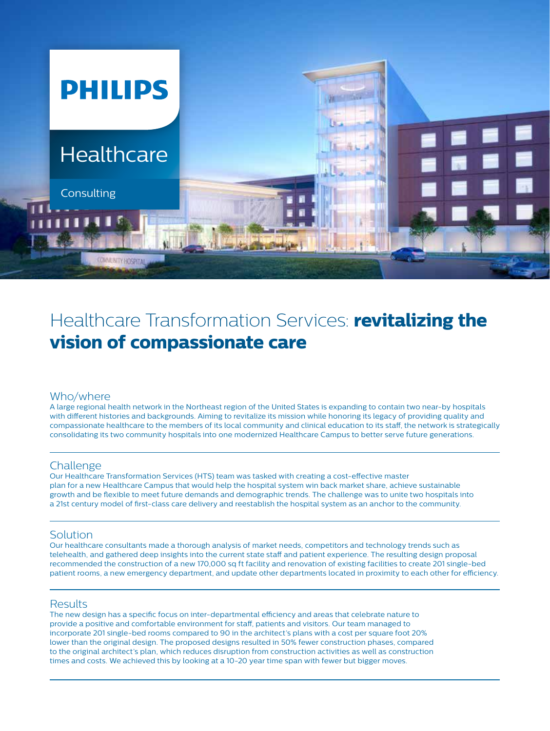**PHILIPS**

Healthcare

Consulting

# Healthcare Transformation Services: **revitalizing the vision of compassionate care**

## Who/where

A large regional health network in the Northeast region of the United States is expanding to contain two near-by hospitals with different histories and backgrounds. Aiming to revitalize its mission while honoring its legacy of providing quality and compassionate healthcare to the members of its local community and clinical education to its staff, the network is strategically consolidating its two community hospitals into one modernized Healthcare Campus to better serve future generations.

## Challenge

Our Healthcare Transformation Services (HTS) team was tasked with creating a cost-effective master plan for a new Healthcare Campus that would help the hospital system win back market share, achieve sustainable growth and be flexible to meet future demands and demographic trends. The challenge was to unite two hospitals into a 21st century model of first-class care delivery and reestablish the hospital system as an anchor to the community.

## Solution

Our healthcare consultants made a thorough analysis of market needs, competitors and technology trends such as telehealth, and gathered deep insights into the current state staff and patient experience. The resulting design proposal recommended the construction of a new 170,000 sq ft facility and renovation of existing facilities to create 201 single-bed patient rooms, a new emergency department, and update other departments located in proximity to each other for efficiency.

## Results

The new design has a specific focus on inter-departmental efficiency and areas that celebrate nature to provide a positive and comfortable environment for staff, patients and visitors. Our team managed to incorporate 201 single-bed rooms compared to 90 in the architect's plans with a cost per square foot 20% lower than the original design. The proposed designs resulted in 50% fewer construction phases, compared to the original architect's plan, which reduces disruption from construction activities as well as construction times and costs. We achieved this by looking at a 10-20 year time span with fewer but bigger moves.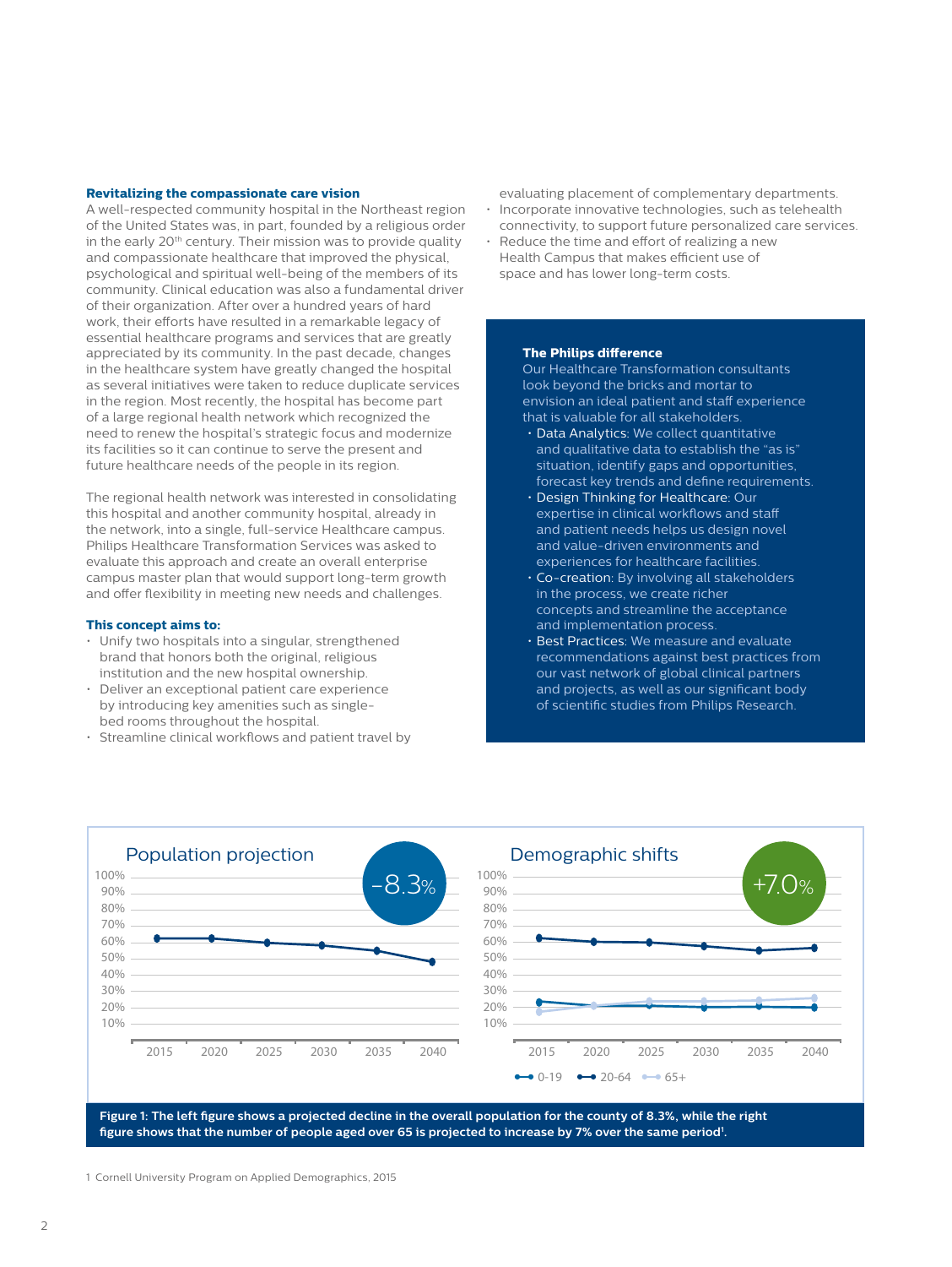### Revitalizing the compassionate care vision

A well-respected community hospital in the Northeast region of the United States was, in part, founded by a religious order in the early 20th century. Their mission was to provide quality and compassionate healthcare that improved the physical, psychological and spiritual well-being of the members of its community. Clinical education was also a fundamental driver of their organization. After over a hundred years of hard work, their efforts have resulted in a remarkable legacy of essential healthcare programs and services that are greatly appreciated by its community. In the past decade, changes in the healthcare system have greatly changed the hospital as several initiatives were taken to reduce duplicate services in the region. Most recently, the hospital has become part of a large regional health network which recognized the need to renew the hospital's strategic focus and modernize its facilities so it can continue to serve the present and future healthcare needs of the people in its region.

The regional health network was interested in consolidating this hospital and another community hospital, already in the network, into a single, full-service Healthcare campus. Philips Healthcare Transformation Services was asked to evaluate this approach and create an overall enterprise campus master plan that would support long-term growth and offer flexibility in meeting new needs and challenges.

### This concept aims to:

- Unify two hospitals into a singular, strengthened brand that honors both the original, religious institution and the new hospital ownership.
- Deliver an exceptional patient care experience by introducing key amenities such as single-bed rooms throughout the hospital.
- Streamline clinical workflows and patient travel by evaluating placement of complementary departments.
- Incorporate innovative technologies, such as telehealth connectivity, to support future personalized care services.
- Reduce the time and effort of realizing a new Health Campus that makes efficient use of space and has lower long-term costs.

### The Philips difference

Our Healthcare Transformation consultants look beyond the bricks and mortar to envision an ideal patient and staff experience that is valuable for all stakeholders.

- Data Analytics: We collect quantitative and qualitative data to establish the "as is" situation, identify gaps and opportunities, forecast key trends and define requirements.
- Design Thinking for Healthcare: Our expertise in clinical workflows and staff and patient needs helps us design novel and value-driven environments and experiences for healthcare facilities.
- Co-creation: By involving all stakeholders in the process, we create richer concepts and streamline the acceptance and implementation process.
- Best Practices: We measure and evaluate recommendations against best practices from our vast network of global clinical partners and projects, as well as our significant body of scientific studies from Philips Research.

**Population projection** (−8.3%)

| Year | 2015 | 2020 | 2025 | 2030 | 2035 | 2040 |
|---|---|---|---|---|---|---|
| Population | ~62% | ~62% | ~60% | ~58% | ~55% | ~48% |

**Demographic shifts** (+7.0%)

| Age group | 2015 | 2020 | 2025 | 2030 | 2035 | 2040 |
|---|---|---|---|---|---|---|
| 0-19 | ~23% | ~21% | ~21% | ~20% | ~20% | ~20% |
| 20-64 | ~62% | ~60% | ~60% | ~57% | ~55% | ~56% |
| 65+ | ~17% | ~21% | ~24% | ~24% | ~24% | ~26% |

**Figure 1: The left figure shows a projected decline in the overall population for the county of 8.3%, while the right figure shows that the number of people aged over 65 is projected to increase by 7% over the same period[1].**

1 Cornell University Program on Applied Demographics, 2015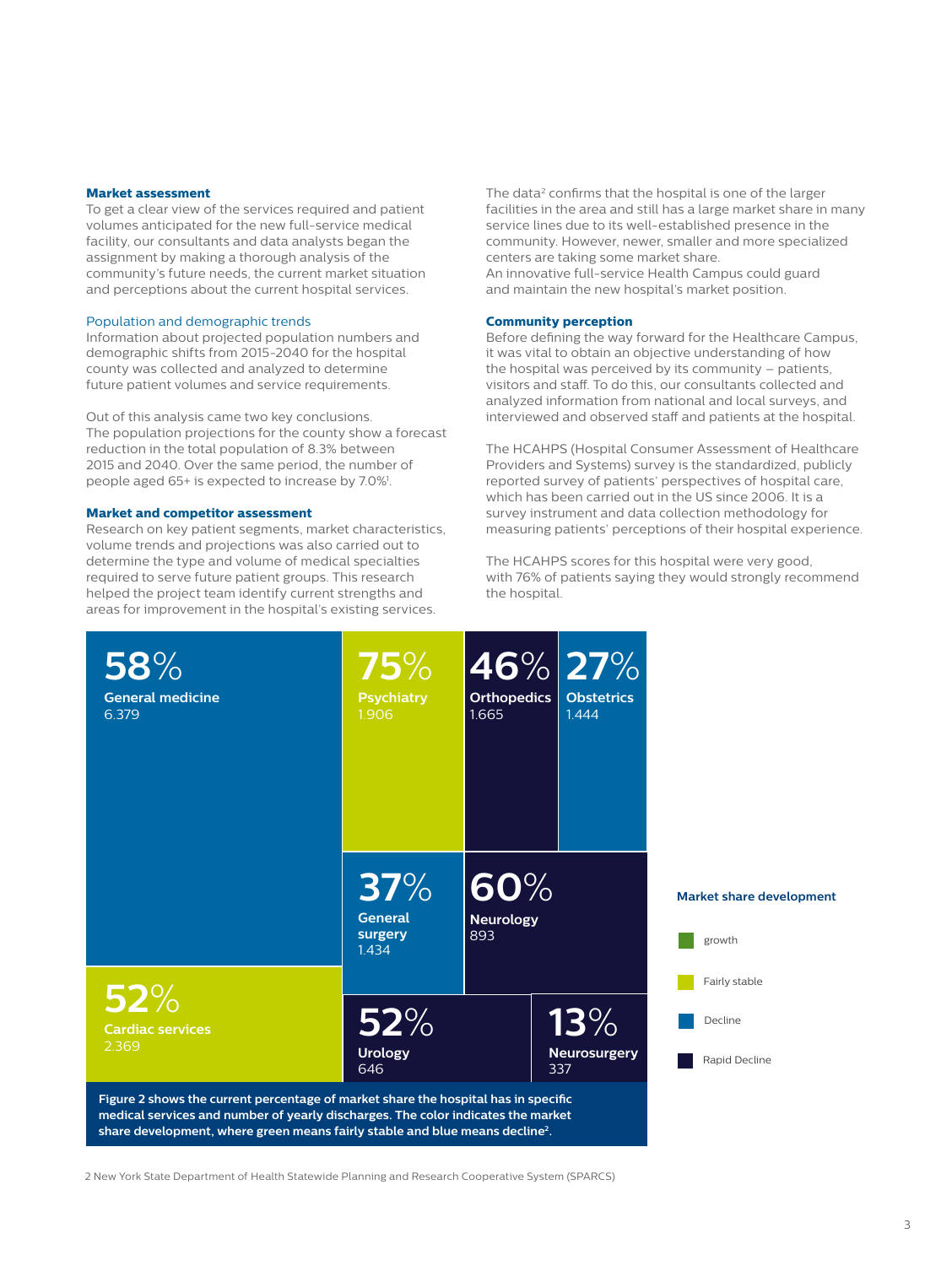### Market assessment

To get a clear view of the services required and patient volumes anticipated for the new full-service medical facility, our consultants and data analysts began the assignment by making a thorough analysis of the community's future needs, the current market situation and perceptions about the current hospital services.

Population and demographic trends

Information about projected population numbers and demographic shifts from 2015-2040 for the hospital county was collected and analyzed to determine future patient volumes and service requirements.

Out of this analysis came two key conclusions. The population projections for the county show a forecast reduction in the total population of 8.3% between 2015 and 2040. Over the same period, the number of people aged 65+ is expected to increase by 7.0%[1].

### Market and competitor assessment

Research on key patient segments, market characteristics, volume trends and projections was also carried out to determine the type and volume of medical specialties required to serve future patient groups. This research helped the project team identify current strengths and areas for improvement in the hospital's existing services.

The data[2] confirms that the hospital is one of the larger facilities in the area and still has a large market share in many service lines due to its well-established presence in the community. However, newer, smaller and more specialized centers are taking some market share.
An innovative full-service Health Campus could guard and maintain the new hospital's market position.

### Community perception

Before defining the way forward for the Healthcare Campus, it was vital to obtain an objective understanding of how the hospital was perceived by its community – patients, visitors and staff. To do this, our consultants collected and analyzed information from national and local surveys, and interviewed and observed staff and patients at the hospital.

The HCAHPS (Hospital Consumer Assessment of Healthcare Providers and Systems) survey is the standardized, publicly reported survey of patients' perspectives of hospital care, which has been carried out in the US since 2006. It is a survey instrument and data collection methodology for measuring patients' perceptions of their hospital experience.

The HCAHPS scores for this hospital were very good, with 76% of patients saying they would strongly recommend the hospital.

| Service | Market share | Yearly discharges | Market share development |
|---|---|---|---|
| General medicine | 58% | 6.379 | Decline |
| Psychiatry | 75% | 1.906 | Fairly stable |
| Orthopedics | 46% | 1.665 | Rapid Decline |
| Obstetrics | 27% | 1.444 | Decline |
| General surgery | 37% | 1.434 | Decline |
| Neurology | 60% | 893 | Rapid Decline |
| Cardiac services | 52% | 2.369 | Fairly stable |
| Urology | 52% | 646 | Rapid Decline |
| Neurosurgery | 13% | 337 | Rapid Decline |

Market share development: growth; Fairly stable; Decline; Rapid Decline

**Figure 2 shows the current percentage of market share the hospital has in specific medical services and number of yearly discharges. The color indicates the market share development, where green means fairly stable and blue means decline[2].**

2 New York State Department of Health Statewide Planning and Research Cooperative System (SPARCS)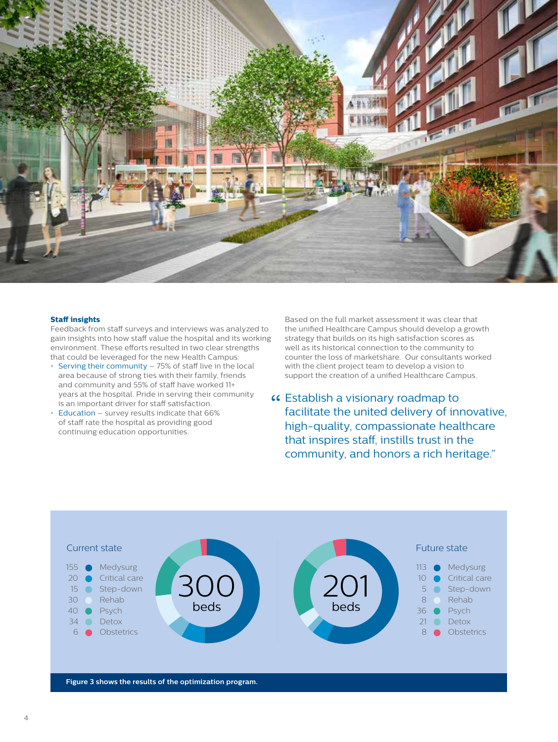### Staff insights

Feedback from staff surveys and interviews was analyzed to gain insights into how staff value the hospital and its working environment. These efforts resulted in two clear strengths that could be leveraged for the new Health Campus:

- Serving their community – 75% of staff live in the local area because of strong ties with their family, friends and community and 55% of staff have worked 11+ years at the hospital. Pride in serving their community is an important driver for staff satisfaction.
- Education – survey results indicate that 66% of staff rate the hospital as providing good continuing education opportunities.

Based on the full market assessment it was clear that the unified Healthcare Campus should develop a growth strategy that builds on its high satisfaction scores as well as its historical connection to the community to counter the loss of marketshare. Our consultants worked with the client project team to develop a vision to support the creation of a unified Healthcare Campus.

> "Establish a visionary roadmap to facilitate the united delivery of innovative, high-quality, compassionate healthcare that inspires staff, instills trust in the community, and honors a rich heritage."

| Unit | Current state (300 beds) | Future state (201 beds) |
|---|---|---|
| Medysurg | 155 | 113 |
| Critical care | 20 | 10 |
| Step-down | 15 | 5 |
| Rehab | 30 | 8 |
| Psych | 40 | 36 |
| Detox | 34 | 21 |
| Obstetrics | 6 | 8 |

**Figure 3 shows the results of the optimization program.**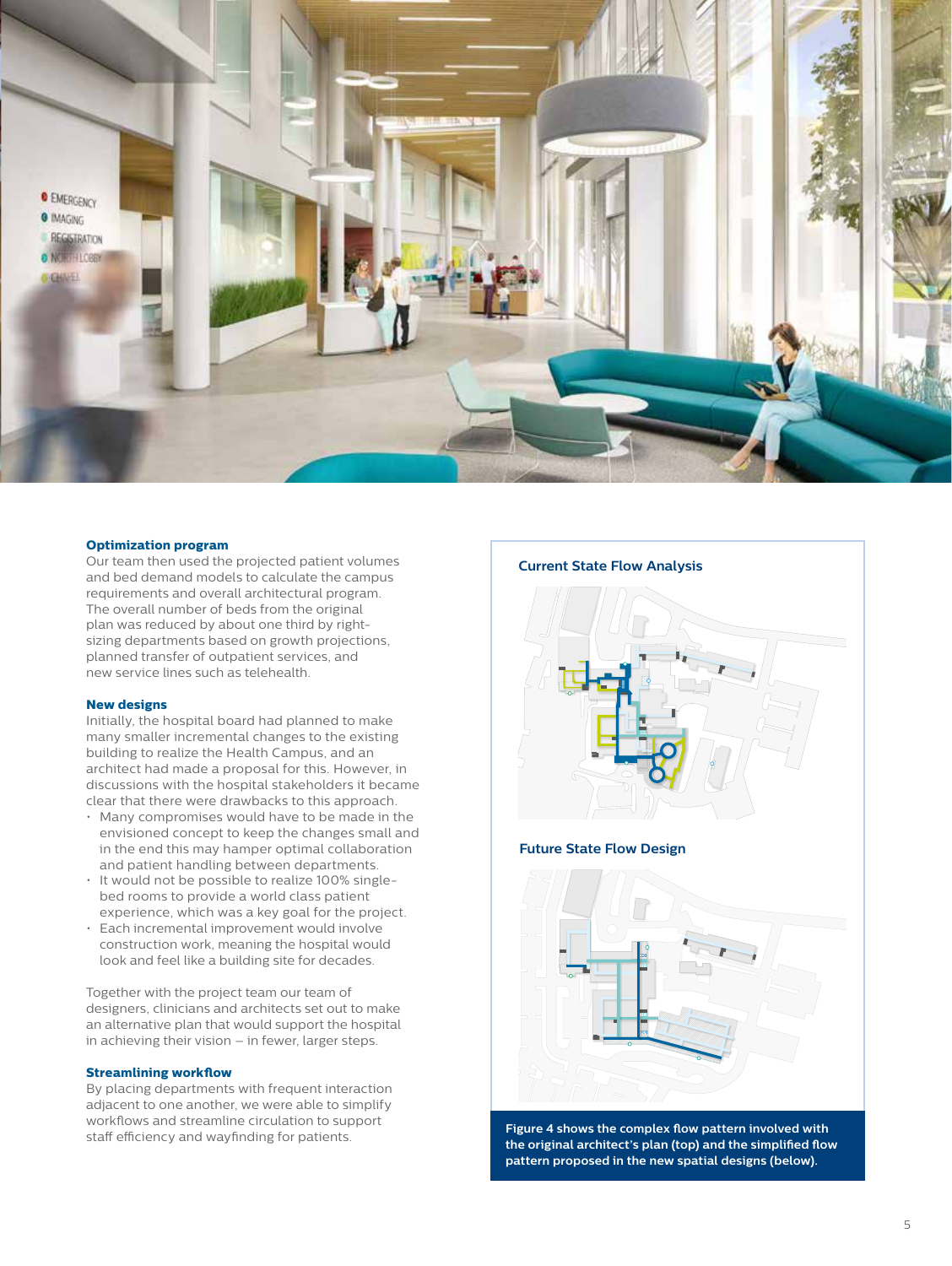### Optimization program

Our team then used the projected patient volumes and bed demand models to calculate the campus requirements and overall architectural program. The overall number of beds from the original plan was reduced by about one third by right-sizing departments based on growth projections, planned transfer of outpatient services, and new service lines such as telehealth.

### New designs

Initially, the hospital board had planned to make many smaller incremental changes to the existing building to realize the Health Campus, and an architect had made a proposal for this. However, in discussions with the hospital stakeholders it became clear that there were drawbacks to this approach.

- Many compromises would have to be made in the envisioned concept to keep the changes small and in the end this may hamper optimal collaboration and patient handling between departments.
- It would not be possible to realize 100% single-bed rooms to provide a world class patient experience, which was a key goal for the project.
- Each incremental improvement would involve construction work, meaning the hospital would look and feel like a building site for decades.

Together with the project team our team of designers, clinicians and architects set out to make an alternative plan that would support the hospital in achieving their vision – in fewer, larger steps.

### Streamlining workflow

By placing departments with frequent interaction adjacent to one another, we were able to simplify workflows and streamline circulation to support staff efficiency and wayfinding for patients.

**Current State Flow Analysis**

**Future State Flow Design**

**Figure 4 shows the complex flow pattern involved with the original architect's plan (top) and the simplified flow pattern proposed in the new spatial designs (below).**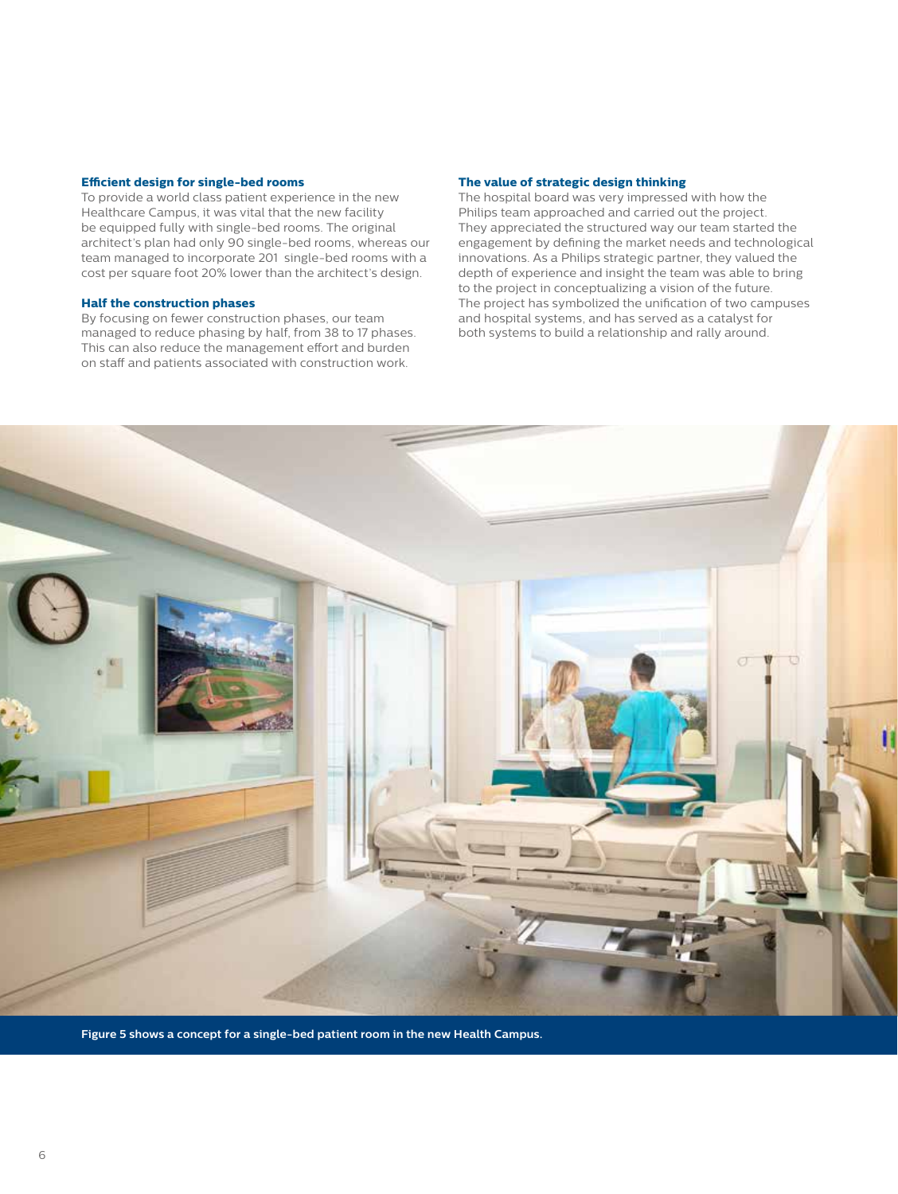### Efficient design for single-bed rooms

To provide a world class patient experience in the new Healthcare Campus, it was vital that the new facility be equipped fully with single-bed rooms. The original architect's plan had only 90 single-bed rooms, whereas our team managed to incorporate 201 single-bed rooms with a cost per square foot 20% lower than the architect's design.

### Half the construction phases

By focusing on fewer construction phases, our team managed to reduce phasing by half, from 38 to 17 phases. This can also reduce the management effort and burden on staff and patients associated with construction work.

### The value of strategic design thinking

The hospital board was very impressed with how the Philips team approached and carried out the project. They appreciated the structured way our team started the engagement by defining the market needs and technological innovations. As a Philips strategic partner, they valued the depth of experience and insight the team was able to bring to the project in conceptualizing a vision of the future. The project has symbolized the unification of two campuses and hospital systems, and has served as a catalyst for both systems to build a relationship and rally around.

**Figure 5 shows a concept for a single-bed patient room in the new Health Campus.**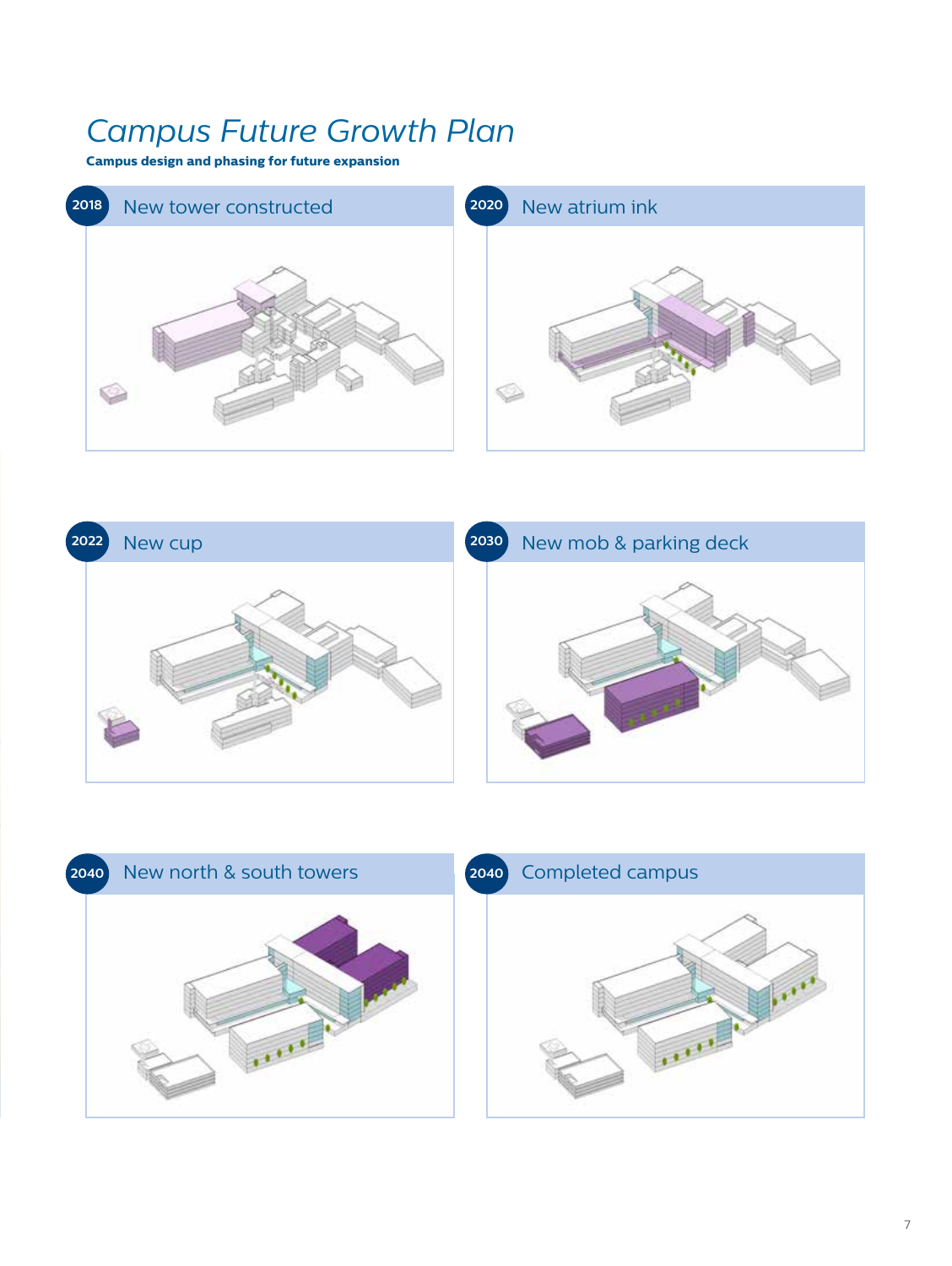# Campus Future Growth Plan

**Campus design and phasing for future expansion**

**2018** New tower constructed

**2020** New atrium ink

**2022** New cup

**2030** New mob & parking deck

**2040** New north & south towers

**2040** Completed campus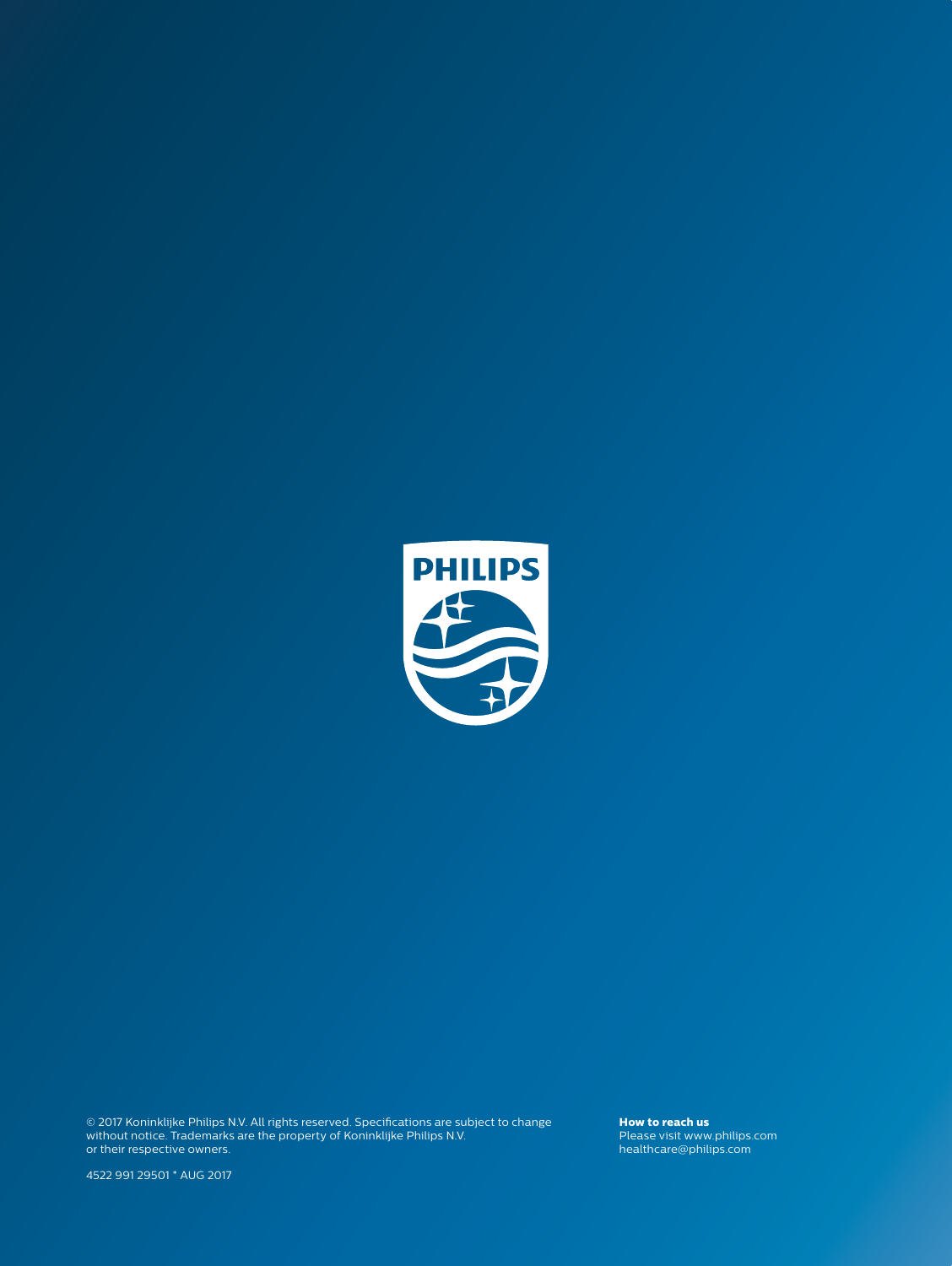© 2017 Koninklijke Philips N.V. All rights reserved. Specifications are subject to change without notice. Trademarks are the property of Koninklijke Philips N.V. or their respective owners.

4522 991 29501 * AUG 2017

**How to reach us**
Please visit www.philips.com
healthcare@philips.com